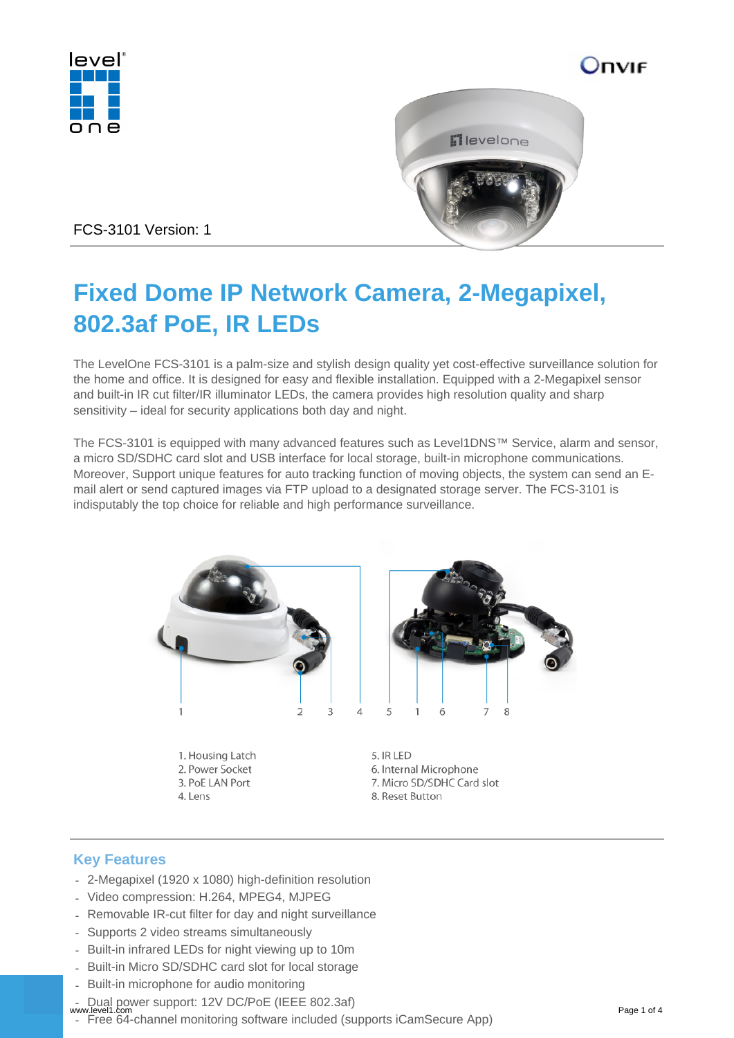FCS-3101 Version: 1

# Fixed Dome IP Network Camera, 2-Megapixel, 802.3af PoE, IR LEDs

The LevelOne FCS-3101 is a palm-size and stylish design quality yet cost-effective surveillance solution for the home and office. It is designed for easy and flexible installation. Equipped with a 2-Megapixel sensor and built-in IR cut filter/IR illuminator LEDs, the camera provides high resolution quality and sharp sensitivity – ideal for security applications both day and night.

The FCS-3101 is equipped with many advanced features such as Level1DNS™ Service, alarm and sensor, a micro SD/SDHC card slot and USB interface for local storage, built-in microphone communications. Moreover, Support unique features for auto tracking function of moving objects, the system can send an E-mail alert or send captured images via FTP upload to a designated storage server. The FCS-3101 is indisputably the top choice for reliable and high performance surveillance.

1. Housing Latch
2. Power Socket
3. PoE LAN Port
4. Lens
5. IR LED
6. Internal Microphone
7. Micro SD/SDHC Card slot
8. Reset Button

## Key Features

- 2-Megapixel (1920 x 1080) high-definition resolution
- Video compression: H.264, MPEG4, MJPEG
- Removable IR-cut filter for day and night surveillance
- Supports 2 video streams simultaneously
- Built-in infrared LEDs for night viewing up to 10m
- Built-in Micro SD/SDHC card slot for local storage
- Built-in microphone for audio monitoring
- Dual power support: 12V DC/PoE (IEEE 802.3af)
- Free 64-channel monitoring software included (supports iCamSecure App)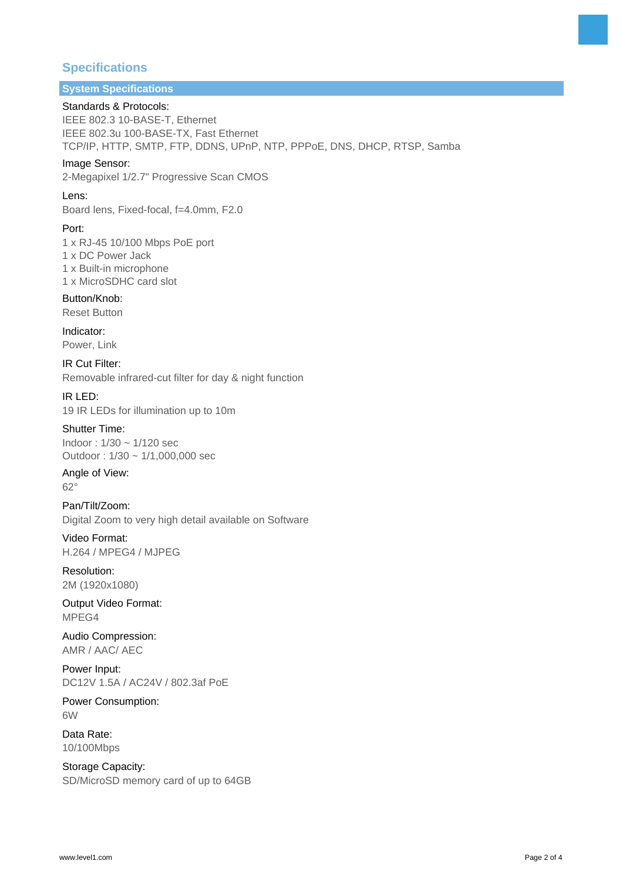## Specifications

### System Specifications

Standards & Protocols:
IEEE 802.3 10-BASE-T, Ethernet
IEEE 802.3u 100-BASE-TX, Fast Ethernet
TCP/IP, HTTP, SMTP, FTP, DDNS, UPnP, NTP, PPPoE, DNS, DHCP, RTSP, Samba

Image Sensor:
2-Megapixel 1/2.7" Progressive Scan CMOS

Lens:
Board lens, Fixed-focal, f=4.0mm, F2.0

Port:
1 x RJ-45 10/100 Mbps PoE port
1 x DC Power Jack
1 x Built-in microphone
1 x MicroSDHC card slot

Button/Knob:
Reset Button

Indicator:
Power, Link

IR Cut Filter:
Removable infrared-cut filter for day & night function

IR LED:
19 IR LEDs for illumination up to 10m

Shutter Time:
Indoor : 1/30 ~ 1/120 sec
Outdoor : 1/30 ~ 1/1,000,000 sec

Angle of View:
62°

Pan/Tilt/Zoom:
Digital Zoom to very high detail available on Software

Video Format:
H.264 / MPEG4 / MJPEG

Resolution:
2M (1920x1080)

Output Video Format:
MPEG4

Audio Compression:
AMR / AAC/ AEC

Power Input:
DC12V 1.5A / AC24V / 802.3af PoE

Power Consumption:
6W

Data Rate:
10/100Mbps

Storage Capacity:
SD/MicroSD memory card of up to 64GB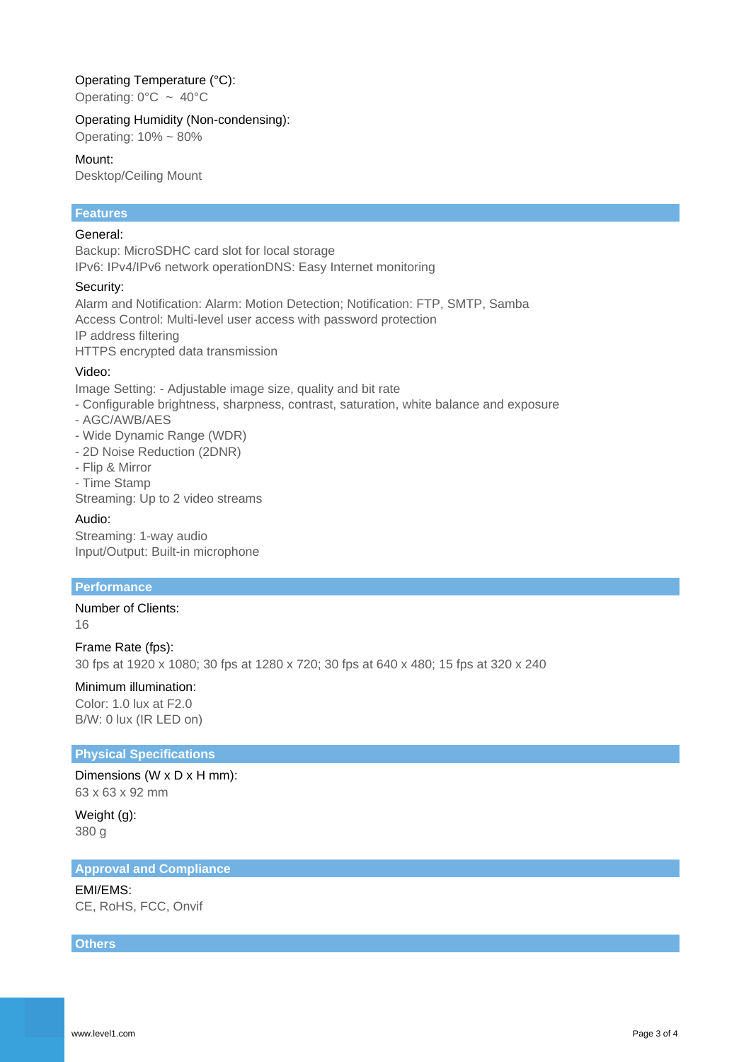**Operating Temperature (°C):**
Operating: 0°C ~ 40°C

**Operating Humidity (Non-condensing):**
Operating: 10% ~ 80%

**Mount:**
Desktop/Ceiling Mount

## Features

**General:**
Backup: MicroSDHC card slot for local storage
IPv6: IPv4/IPv6 network operationDNS: Easy Internet monitoring

**Security:**
Alarm and Notification: Alarm: Motion Detection; Notification: FTP, SMTP, Samba
Access Control: Multi-level user access with password protection
IP address filtering
HTTPS encrypted data transmission

**Video:**
Image Setting: - Adjustable image size, quality and bit rate
- Configurable brightness, sharpness, contrast, saturation, white balance and exposure
- AGC/AWB/AES
- Wide Dynamic Range (WDR)
- 2D Noise Reduction (2DNR)
- Flip & Mirror
- Time Stamp
Streaming: Up to 2 video streams

**Audio:**
Streaming: 1-way audio
Input/Output: Built-in microphone

## Performance

**Number of Clients:**
16

**Frame Rate (fps):**
30 fps at 1920 x 1080; 30 fps at 1280 x 720; 30 fps at 640 x 480; 15 fps at 320 x 240

**Minimum illumination:**
Color: 1.0 lux at F2.0
B/W: 0 lux (IR LED on)

## Physical Specifications

**Dimensions (W x D x H mm):**
63 x 63 x 92 mm

**Weight (g):**
380 g

## Approval and Compliance

**EMI/EMS:**
CE, RoHS, FCC, Onvif

## Others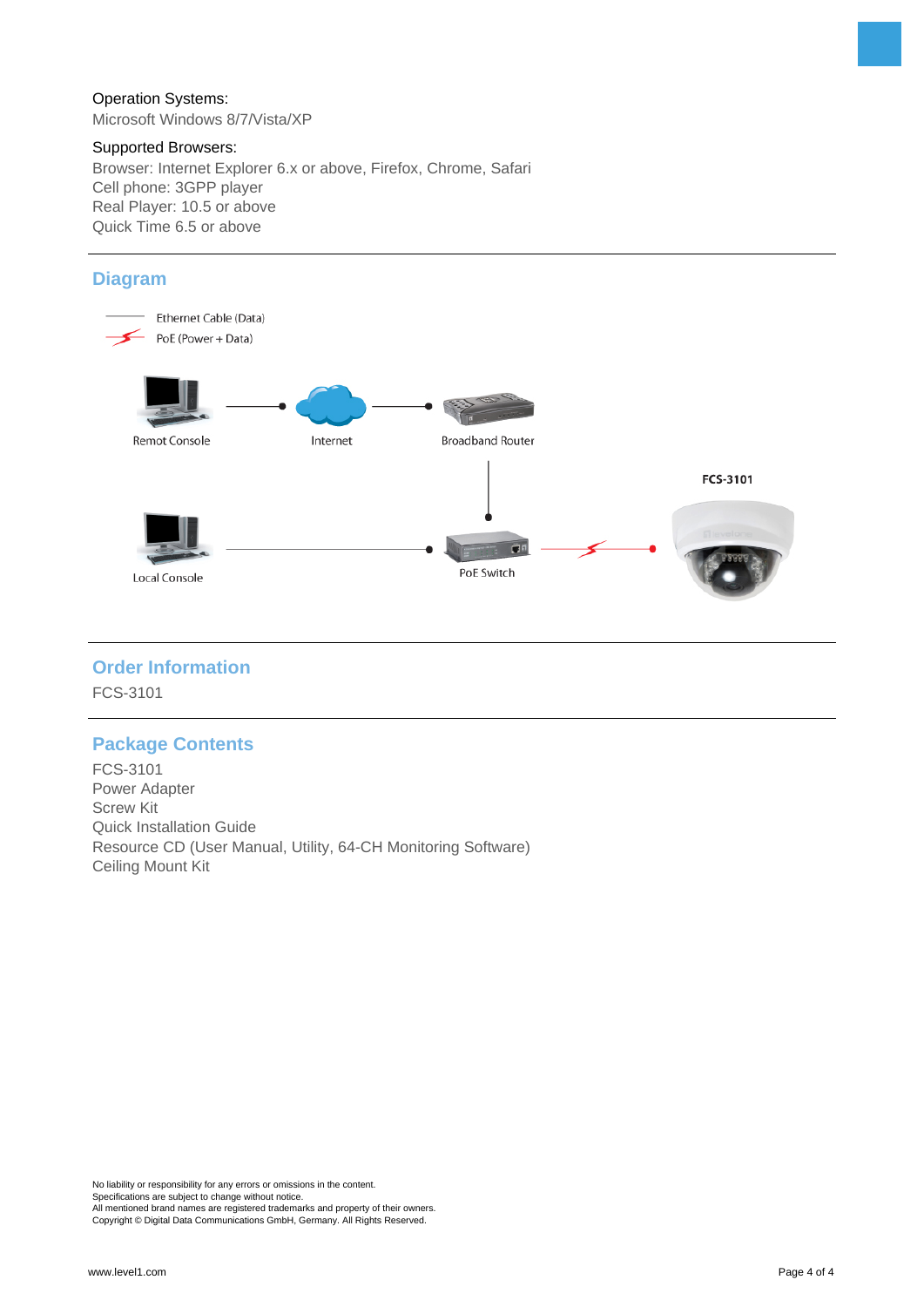Operation Systems:
Microsoft Windows 8/7/Vista/XP

Supported Browsers:
Browser: Internet Explorer 6.x or above, Firefox, Chrome, Safari
Cell phone: 3GPP player
Real Player: 10.5 or above
Quick Time 6.5 or above

## Diagram

Ethernet Cable (Data)
PoE (Power + Data)

Remot Console
Internet
Broadband Router
FCS-3101
Local Console
PoE Switch

## Order Information

FCS-3101

## Package Contents

FCS-3101
Power Adapter
Screw Kit
Quick Installation Guide
Resource CD (User Manual, Utility, 64-CH Monitoring Software)
Ceiling Mount Kit

No liability or responsibility for any errors or omissions in the content.
Specifications are subject to change without notice.
All mentioned brand names are registered trademarks and property of their owners.
Copyright © Digital Data Communications GmbH, Germany. All Rights Reserved.

www.level1.com